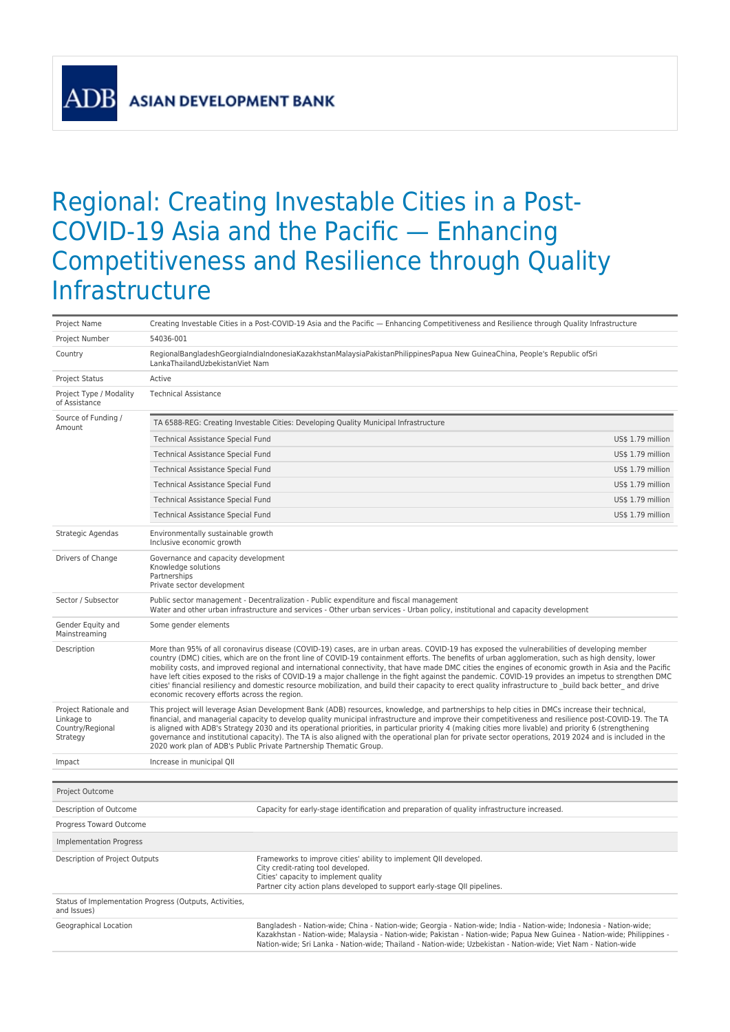ASIAN DEVELOPMENT BANK

# Regional: Creating Investable Cities in a Post-COVID-19 Asia and the Pacific — Enhancing Competitiveness and Resilience through Quality Infrastructure

| | |
|---|---|
| Project Name | Creating Investable Cities in a Post-COVID-19 Asia and the Pacific — Enhancing Competitiveness and Resilience through Quality Infrastructure |
| Project Number | 54036-001 |
| Country | RegionalBangladeshGeorgiaIndiaIndonesiaKazakhstanMalaysiaPakistanPhilippinesPapua New GuineaChina, People's Republic ofSri LankaThailandUzbekistanViet Nam |
| Project Status | Active |
| Project Type / Modality of Assistance | Technical Assistance |
| Source of Funding / Amount | TA 6588-REG: Creating Investable Cities: Developing Quality Municipal Infrastructure<br>Technical Assistance Special Fund US$ 1.79 million<br>Technical Assistance Special Fund US$ 1.79 million<br>Technical Assistance Special Fund US$ 1.79 million<br>Technical Assistance Special Fund US$ 1.79 million<br>Technical Assistance Special Fund US$ 1.79 million<br>Technical Assistance Special Fund US$ 1.79 million |
| Strategic Agendas | Environmentally sustainable growth<br>Inclusive economic growth |
| Drivers of Change | Governance and capacity development<br>Knowledge solutions<br>Partnerships<br>Private sector development |
| Sector / Subsector | Public sector management - Decentralization - Public expenditure and fiscal management<br>Water and other urban infrastructure and services - Other urban services - Urban policy, institutional and capacity development |
| Gender Equity and Mainstreaming | Some gender elements |
| Description | More than 95% of all coronavirus disease (COVID-19) cases, are in urban areas. COVID-19 has exposed the vulnerabilities of developing member country (DMC) cities, which are on the front line of COVID-19 containment efforts. The benefits of urban agglomeration, such as high density, lower mobility costs, and improved regional and international connectivity, that have made DMC cities the engines of economic growth in Asia and the Pacific have left cities exposed to the risks of COVID-19 a major challenge in the fight against the pandemic. COVID-19 provides an impetus to strengthen DMC cities' financial resiliency and domestic resource mobilization, and build their capacity to erect quality infrastructure to _build back better_ and drive economic recovery efforts across the region. |
| Project Rationale and Linkage to Country/Regional Strategy | This project will leverage Asian Development Bank (ADB) resources, knowledge, and partnerships to help cities in DMCs increase their technical, financial, and managerial capacity to develop quality municipal infrastructure and improve their competitiveness and resilience post-COVID-19. The TA is aligned with ADB's Strategy 2030 and its operational priorities, in particular priority 4 (making cities more livable) and priority 6 (strengthening governance and institutional capacity). The TA is also aligned with the operational plan for private sector operations, 2019 2024 and is included in the 2020 work plan of ADB's Public Private Partnership Thematic Group. |
| Impact | Increase in municipal QII |

| Project Outcome | |
|---|---|
| Description of Outcome | Capacity for early-stage identification and preparation of quality infrastructure increased. |
| Progress Toward Outcome | |
| **Implementation Progress** | |
| Description of Project Outputs | Frameworks to improve cities' ability to implement QII developed.<br>City credit-rating tool developed.<br>Cities' capacity to implement quality<br>Partner city action plans developed to support early-stage QII pipelines. |
| Status of Implementation Progress (Outputs, Activities, and Issues) | |
| Geographical Location | Bangladesh - Nation-wide; China - Nation-wide; Georgia - Nation-wide; India - Nation-wide; Indonesia - Nation-wide; Kazakhstan - Nation-wide; Malaysia - Nation-wide; Pakistan - Nation-wide; Papua New Guinea - Nation-wide; Philippines - Nation-wide; Sri Lanka - Nation-wide; Thailand - Nation-wide; Uzbekistan - Nation-wide; Viet Nam - Nation-wide |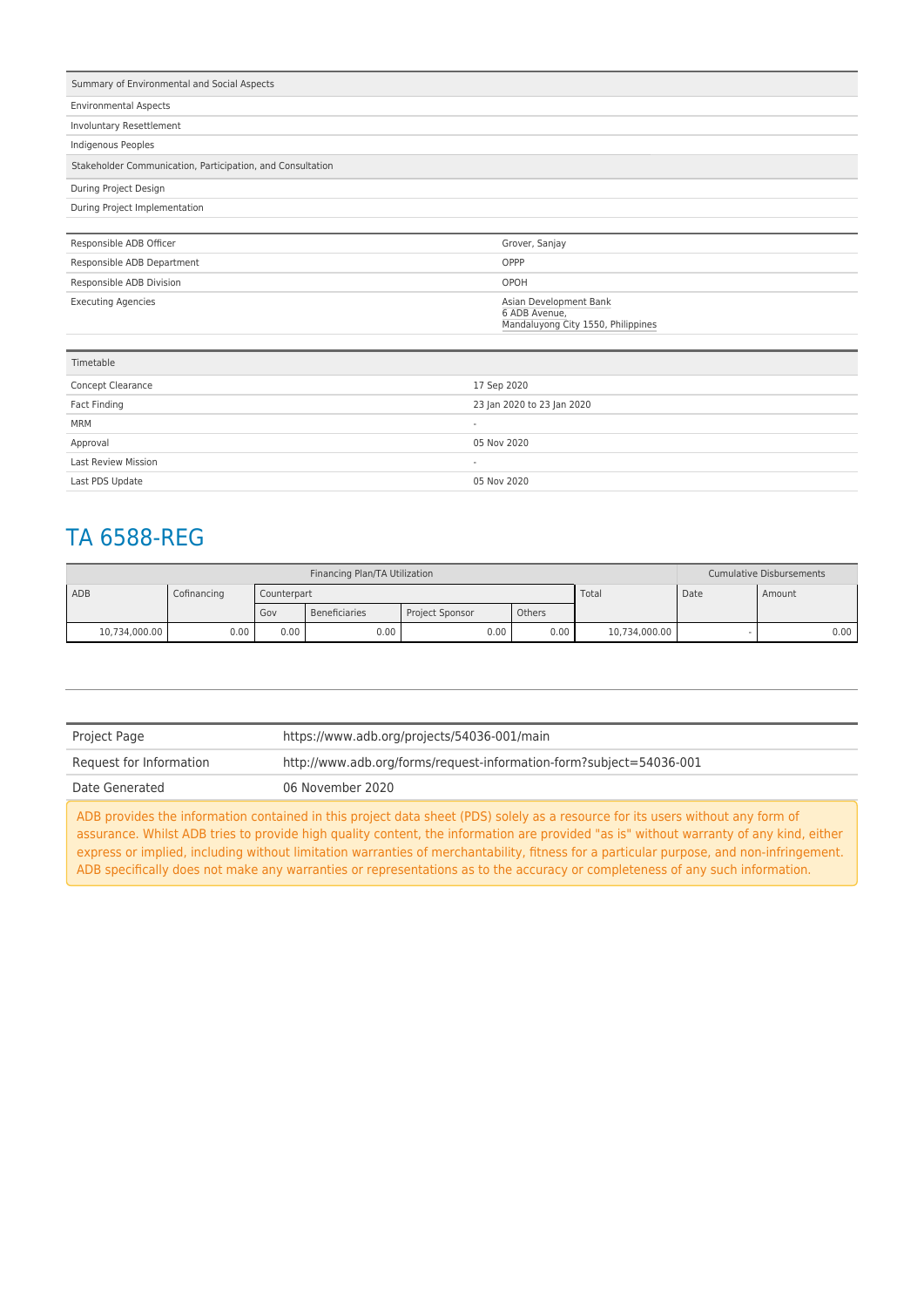| Summary of Environmental and Social Aspects | |
|---|---|
| Environmental Aspects | |
| Involuntary Resettlement | |
| Indigenous Peoples | |
| **Stakeholder Communication, Participation, and Consultation** | |
| During Project Design | |
| During Project Implementation | |

| | |
|---|---|
| Responsible ADB Officer | Grover, Sanjay |
| Responsible ADB Department | OPPP |
| Responsible ADB Division | OPOH |
| Executing Agencies | Asian Development Bank<br>6 ADB Avenue,<br>Mandaluyong City 1550, Philippines |

| Timetable | |
|---|---|
| Concept Clearance | 17 Sep 2020 |
| Fact Finding | 23 Jan 2020 to 23 Jan 2020 |
| MRM | - |
| Approval | 05 Nov 2020 |
| Last Review Mission | - |
| Last PDS Update | 05 Nov 2020 |

## TA 6588-REG

| Financing Plan/TA Utilization | | | | | | | | Cumulative Disbursements | |
|---|---|---|---|---|---|---|---|---|---|
| ADB | Cofinancing | Counterpart | | | | Total | | Date | Amount |
| | | Gov | Beneficiaries | Project Sponsor | Others | | | | |
| 10,734,000.00 | 0.00 | 0.00 | 0.00 | 0.00 | 0.00 | 10,734,000.00 | | - | 0.00 |

| | |
|---|---|
| Project Page | https://www.adb.org/projects/54036-001/main |
| Request for Information | http://www.adb.org/forms/request-information-form?subject=54036-001 |
| Date Generated | 06 November 2020 |

ADB provides the information contained in this project data sheet (PDS) solely as a resource for its users without any form of assurance. Whilst ADB tries to provide high quality content, the information are provided "as is" without warranty of any kind, either express or implied, including without limitation warranties of merchantability, fitness for a particular purpose, and non-infringement. ADB specifically does not make any warranties or representations as to the accuracy or completeness of any such information.